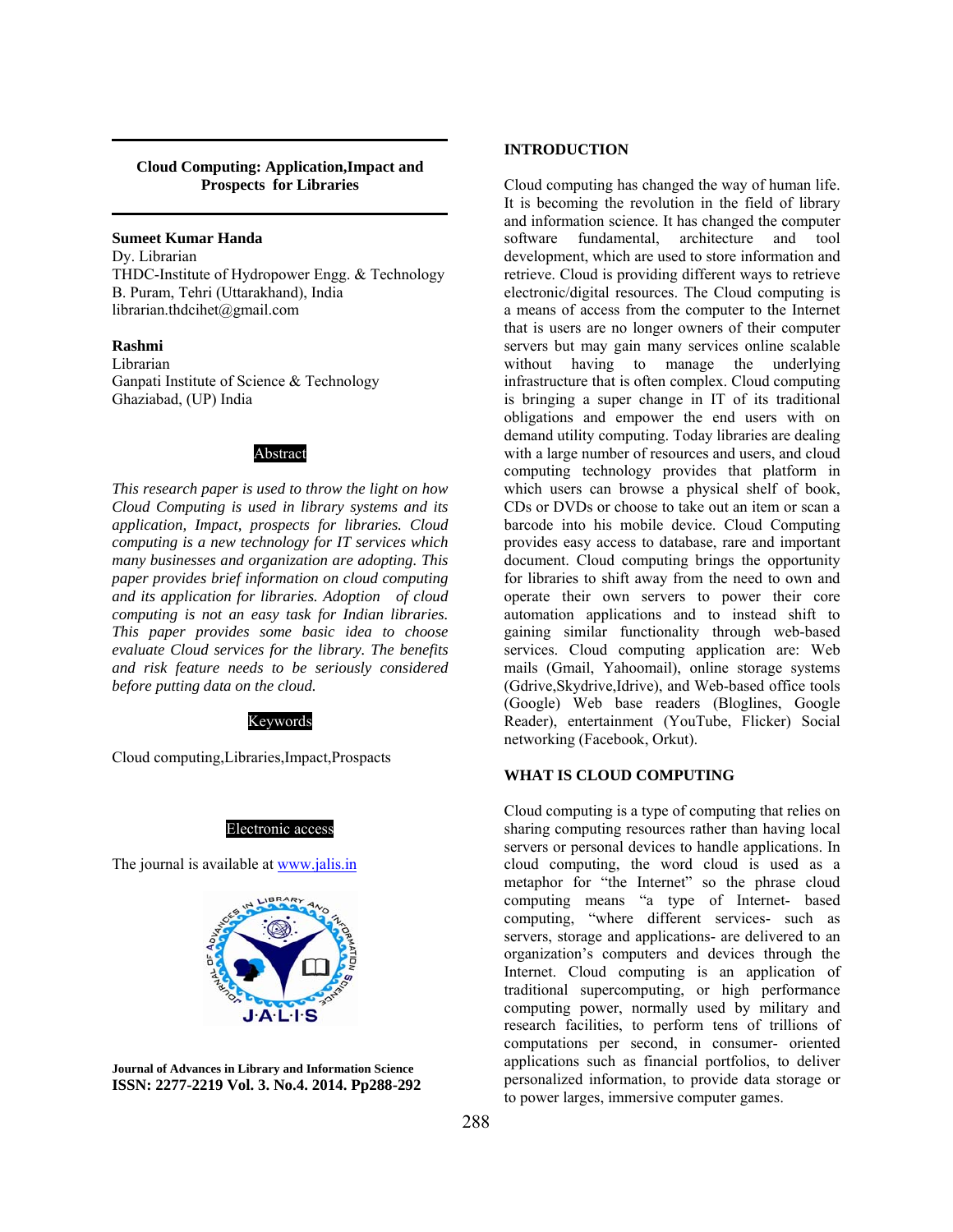# Cloud Computing: Application,Impact and Prospects for Libraries

**Sumeet Kumar Handa**
Dy. Librarian
THDC-Institute of Hydropower Engg. & Technology
B. Puram, Tehri (Uttarakhand), India
librarian.thdcihet@gmail.com

**Rashmi**
Librarian
Ganpati Institute of Science & Technology
Ghaziabad, (UP) India

## Abstract

*This research paper is used to throw the light on how Cloud Computing is used in library systems and its application, Impact, prospects for libraries. Cloud computing is a new technology for IT services which many businesses and organization are adopting. This paper provides brief information on cloud computing and its application for libraries. Adoption of cloud computing is not an easy task for Indian libraries. This paper provides some basic idea to choose evaluate Cloud services for the library. The benefits and risk feature needs to be seriously considered before putting data on the cloud.*

## Keywords

Cloud computing,Libraries,Impact,Prospacts

## Electronic access

The journal is available at www.jalis.in

**Journal of Advances in Library and Information Science**
**ISSN: 2277-2219 Vol. 3. No.4. 2014. Pp288-292**

## INTRODUCTION

Cloud computing has changed the way of human life. It is becoming the revolution in the field of library and information science. It has changed the computer software fundamental, architecture and tool development, which are used to store information and retrieve. Cloud is providing different ways to retrieve electronic/digital resources. The Cloud computing is a means of access from the computer to the Internet that is users are no longer owners of their computer servers but may gain many services online scalable without having to manage the underlying infrastructure that is often complex. Cloud computing is bringing a super change in IT of its traditional obligations and empower the end users with on demand utility computing. Today libraries are dealing with a large number of resources and users, and cloud computing technology provides that platform in which users can browse a physical shelf of book, CDs or DVDs or choose to take out an item or scan a barcode into his mobile device. Cloud Computing provides easy access to database, rare and important document. Cloud computing brings the opportunity for libraries to shift away from the need to own and operate their own servers to power their core automation applications and to instead shift to gaining similar functionality through web-based services. Cloud computing application are: Web mails (Gmail, Yahoomail), online storage systems (Gdrive,Skydrive,Idrive), and Web-based office tools (Google) Web base readers (Bloglines, Google Reader), entertainment (YouTube, Flicker) Social networking (Facebook, Orkut).

## WHAT IS CLOUD COMPUTING

Cloud computing is a type of computing that relies on sharing computing resources rather than having local servers or personal devices to handle applications. In cloud computing, the word cloud is used as a metaphor for "the Internet" so the phrase cloud computing means "a type of Internet- based computing, "where different services- such as servers, storage and applications- are delivered to an organization's computers and devices through the Internet. Cloud computing is an application of traditional supercomputing, or high performance computing power, normally used by military and research facilities, to perform tens of trillions of computations per second, in consumer- oriented applications such as financial portfolios, to deliver personalized information, to provide data storage or to power larges, immersive computer games.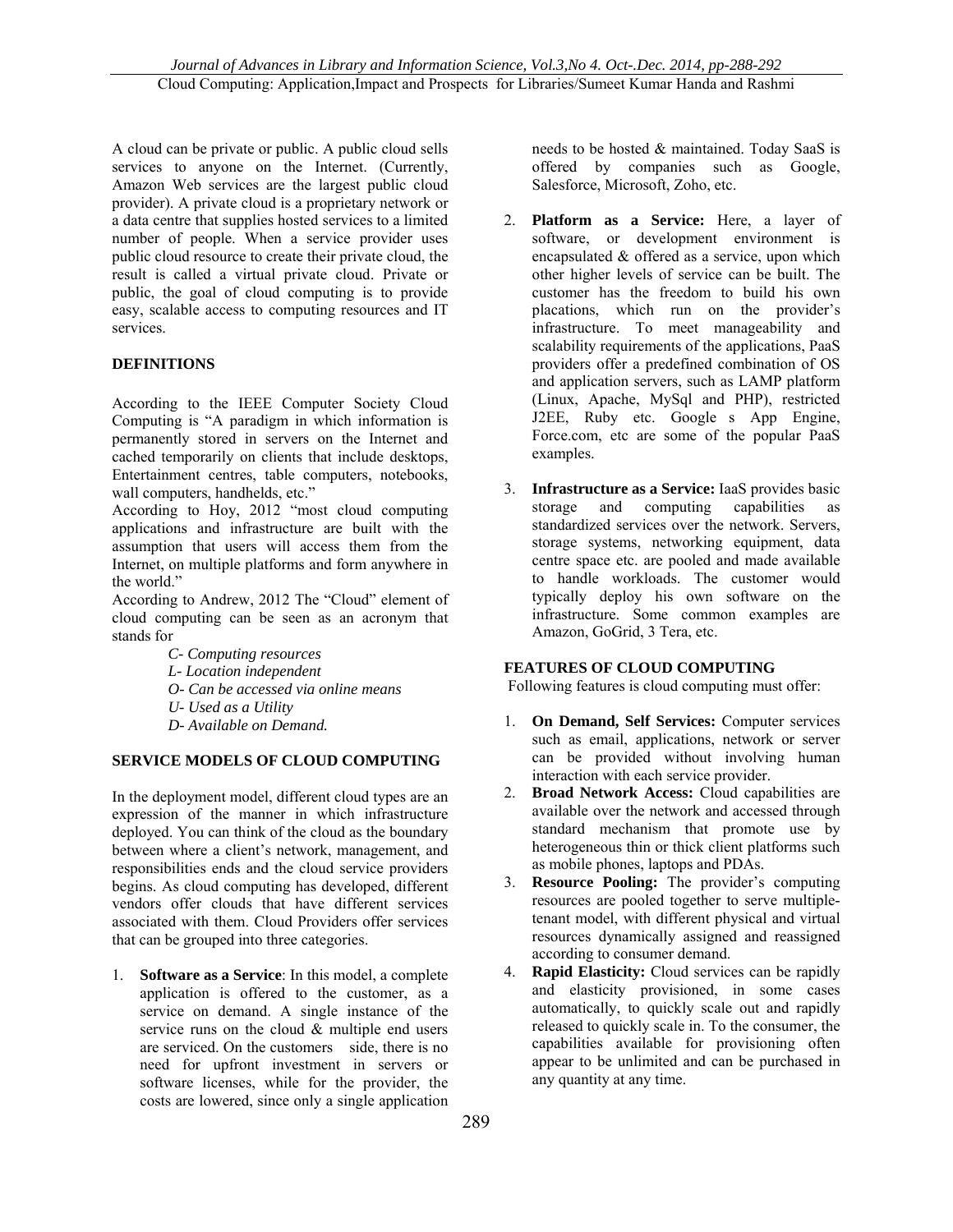A cloud can be private or public. A public cloud sells services to anyone on the Internet. (Currently, Amazon Web services are the largest public cloud provider). A private cloud is a proprietary network or a data centre that supplies hosted services to a limited number of people. When a service provider uses public cloud resource to create their private cloud, the result is called a virtual private cloud. Private or public, the goal of cloud computing is to provide easy, scalable access to computing resources and IT services.

## DEFINITIONS

According to the IEEE Computer Society Cloud Computing is "A paradigm in which information is permanently stored in servers on the Internet and cached temporarily on clients that include desktops, Entertainment centres, table computers, notebooks, wall computers, handhelds, etc."

According to Hoy, 2012 "most cloud computing applications and infrastructure are built with the assumption that users will access them from the Internet, on multiple platforms and form anywhere in the world."

According to Andrew, 2012 The "Cloud" element of cloud computing can be seen as an acronym that stands for

*C- Computing resources*
*L- Location independent*
*O- Can be accessed via online means*
*U- Used as a Utility*
*D- Available on Demand.*

## SERVICE MODELS OF CLOUD COMPUTING

In the deployment model, different cloud types are an expression of the manner in which infrastructure deployed. You can think of the cloud as the boundary between where a client's network, management, and responsibilities ends and the cloud service providers begins. As cloud computing has developed, different vendors offer clouds that have different services associated with them. Cloud Providers offer services that can be grouped into three categories.

1. **Software as a Service**: In this model, a complete application is offered to the customer, as a service on demand. A single instance of the service runs on the cloud & multiple end users are serviced. On the customers side, there is no need for upfront investment in servers or software licenses, while for the provider, the costs are lowered, since only a single application needs to be hosted & maintained. Today SaaS is offered by companies such as Google, Salesforce, Microsoft, Zoho, etc.

2. **Platform as a Service:** Here, a layer of software, or development environment is encapsulated & offered as a service, upon which other higher levels of service can be built. The customer has the freedom to build his own placations, which run on the provider's infrastructure. To meet manageability and scalability requirements of the applications, PaaS providers offer a predefined combination of OS and application servers, such as LAMP platform (Linux, Apache, MySql and PHP), restricted J2EE, Ruby etc. Google s App Engine, Force.com, etc are some of the popular PaaS examples.

3. **Infrastructure as a Service:** IaaS provides basic storage and computing capabilities as standardized services over the network. Servers, storage systems, networking equipment, data centre space etc. are pooled and made available to handle workloads. The customer would typically deploy his own software on the infrastructure. Some common examples are Amazon, GoGrid, 3 Tera, etc.

## FEATURES OF CLOUD COMPUTING

Following features is cloud computing must offer:

1. **On Demand, Self Services:** Computer services such as email, applications, network or server can be provided without involving human interaction with each service provider.
2. **Broad Network Access:** Cloud capabilities are available over the network and accessed through standard mechanism that promote use by heterogeneous thin or thick client platforms such as mobile phones, laptops and PDAs.
3. **Resource Pooling:** The provider's computing resources are pooled together to serve multiple-tenant model, with different physical and virtual resources dynamically assigned and reassigned according to consumer demand.
4. **Rapid Elasticity:** Cloud services can be rapidly and elasticity provisioned, in some cases automatically, to quickly scale out and rapidly released to quickly scale in. To the consumer, the capabilities available for provisioning often appear to be unlimited and can be purchased in any quantity at any time.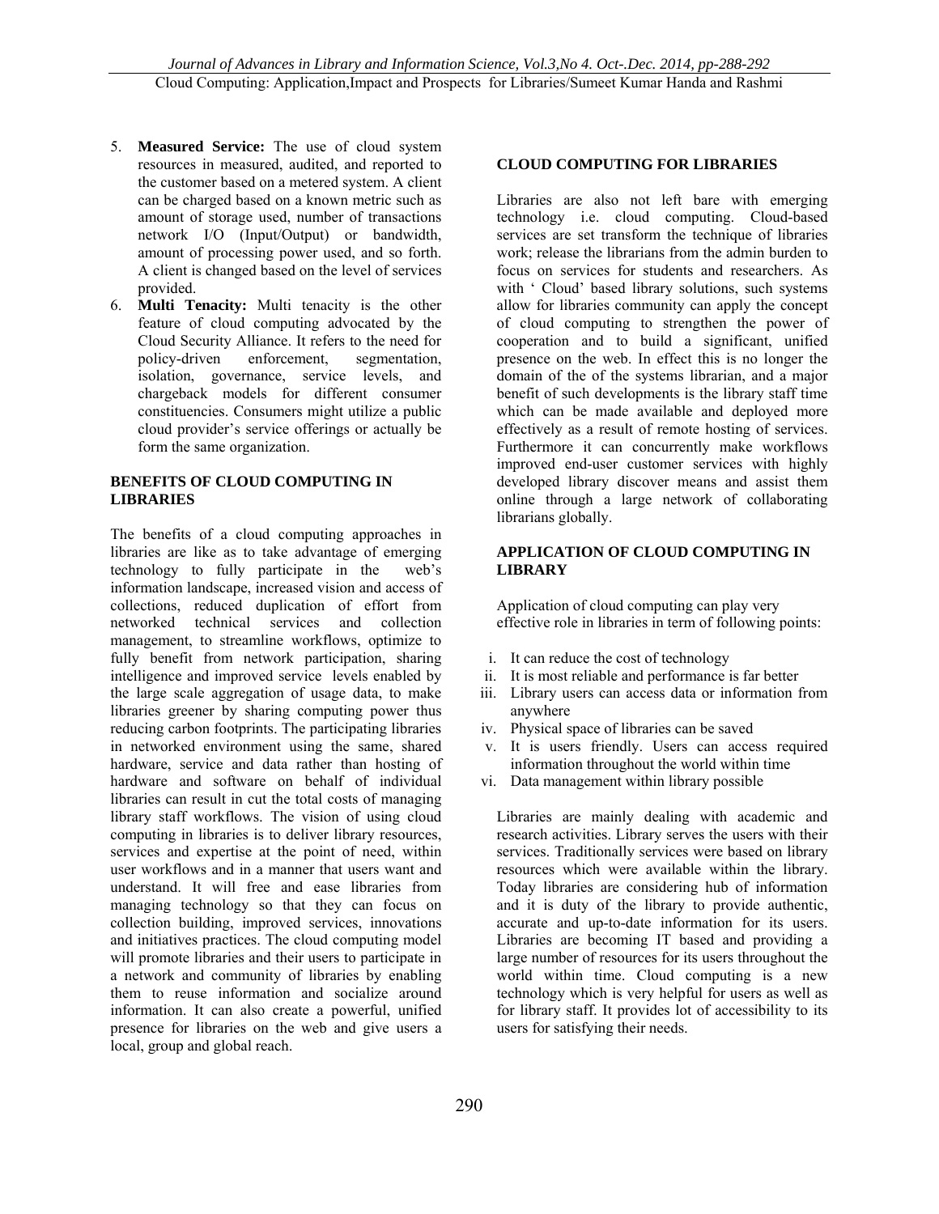5. **Measured Service:** The use of cloud system resources in measured, audited, and reported to the customer based on a metered system. A client can be charged based on a known metric such as amount of storage used, number of transactions network I/O (Input/Output) or bandwidth, amount of processing power used, and so forth. A client is changed based on the level of services provided.
6. **Multi Tenacity:** Multi tenacity is the other feature of cloud computing advocated by the Cloud Security Alliance. It refers to the need for policy-driven enforcement, segmentation, isolation, governance, service levels, and chargeback models for different consumer constituencies. Consumers might utilize a public cloud provider's service offerings or actually be form the same organization.

## BENEFITS OF CLOUD COMPUTING IN LIBRARIES

The benefits of a cloud computing approaches in libraries are like as to take advantage of emerging technology to fully participate in the web's information landscape, increased vision and access of collections, reduced duplication of effort from networked technical services and collection management, to streamline workflows, optimize to fully benefit from network participation, sharing intelligence and improved service levels enabled by the large scale aggregation of usage data, to make libraries greener by sharing computing power thus reducing carbon footprints. The participating libraries in networked environment using the same, shared hardware, service and data rather than hosting of hardware and software on behalf of individual libraries can result in cut the total costs of managing library staff workflows. The vision of using cloud computing in libraries is to deliver library resources, services and expertise at the point of need, within user workflows and in a manner that users want and understand. It will free and ease libraries from managing technology so that they can focus on collection building, improved services, innovations and initiatives practices. The cloud computing model will promote libraries and their users to participate in a network and community of libraries by enabling them to reuse information and socialize around information. It can also create a powerful, unified presence for libraries on the web and give users a local, group and global reach.

## CLOUD COMPUTING FOR LIBRARIES

Libraries are also not left bare with emerging technology i.e. cloud computing. Cloud-based services are set transform the technique of libraries work; release the librarians from the admin burden to focus on services for students and researchers. As with ' Cloud' based library solutions, such systems allow for libraries community can apply the concept of cloud computing to strengthen the power of cooperation and to build a significant, unified presence on the web. In effect this is no longer the domain of the of the systems librarian, and a major benefit of such developments is the library staff time which can be made available and deployed more effectively as a result of remote hosting of services. Furthermore it can concurrently make workflows improved end-user customer services with highly developed library discover means and assist them online through a large network of collaborating librarians globally.

## APPLICATION OF CLOUD COMPUTING IN LIBRARY

Application of cloud computing can play very effective role in libraries in term of following points:

i. It can reduce the cost of technology
ii. It is most reliable and performance is far better
iii. Library users can access data or information from anywhere
iv. Physical space of libraries can be saved
v. It is users friendly. Users can access required information throughout the world within time
vi. Data management within library possible

Libraries are mainly dealing with academic and research activities. Library serves the users with their services. Traditionally services were based on library resources which were available within the library. Today libraries are considering hub of information and it is duty of the library to provide authentic, accurate and up-to-date information for its users. Libraries are becoming IT based and providing a large number of resources for its users throughout the world within time. Cloud computing is a new technology which is very helpful for users as well as for library staff. It provides lot of accessibility to its users for satisfying their needs.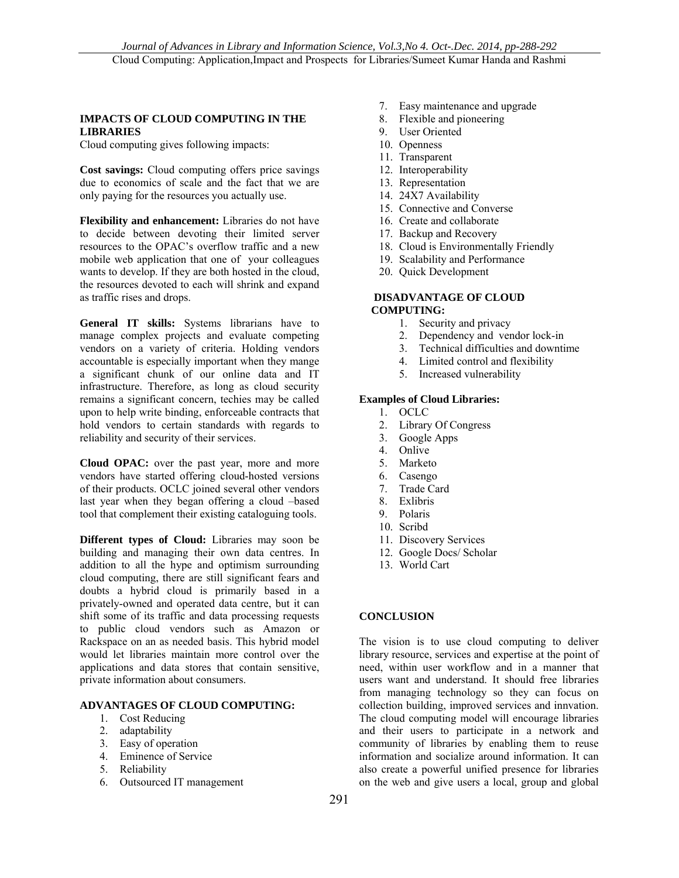## IMPACTS OF CLOUD COMPUTING IN THE LIBRARIES

Cloud computing gives following impacts:

**Cost savings:** Cloud computing offers price savings due to economics of scale and the fact that we are only paying for the resources you actually use.

**Flexibility and enhancement:** Libraries do not have to decide between devoting their limited server resources to the OPAC's overflow traffic and a new mobile web application that one of your colleagues wants to develop. If they are both hosted in the cloud, the resources devoted to each will shrink and expand as traffic rises and drops.

**General IT skills:** Systems librarians have to manage complex projects and evaluate competing vendors on a variety of criteria. Holding vendors accountable is especially important when they mange a significant chunk of our online data and IT infrastructure. Therefore, as long as cloud security remains a significant concern, techies may be called upon to help write binding, enforceable contracts that hold vendors to certain standards with regards to reliability and security of their services.

**Cloud OPAC:** over the past year, more and more vendors have started offering cloud-hosted versions of their products. OCLC joined several other vendors last year when they began offering a cloud –based tool that complement their existing cataloguing tools.

**Different types of Cloud:** Libraries may soon be building and managing their own data centres. In addition to all the hype and optimism surrounding cloud computing, there are still significant fears and doubts a hybrid cloud is primarily based in a privately-owned and operated data centre, but it can shift some of its traffic and data processing requests to public cloud vendors such as Amazon or Rackspace on an as needed basis. This hybrid model would let libraries maintain more control over the applications and data stores that contain sensitive, private information about consumers.

## ADVANTAGES OF CLOUD COMPUTING:

1. Cost Reducing
2. adaptability
3. Easy of operation
4. Eminence of Service
5. Reliability
6. Outsourced IT management
7. Easy maintenance and upgrade
8. Flexible and pioneering
9. User Oriented
10. Openness
11. Transparent
12. Interoperability
13. Representation
14. 24X7 Availability
15. Connective and Converse
16. Create and collaborate
17. Backup and Recovery
18. Cloud is Environmentally Friendly
19. Scalability and Performance
20. Quick Development

## DISADVANTAGE OF CLOUD COMPUTING:

1. Security and privacy
2. Dependency and vendor lock-in
3. Technical difficulties and downtime
4. Limited control and flexibility
5. Increased vulnerability

**Examples of Cloud Libraries:**

1. OCLC
2. Library Of Congress
3. Google Apps
4. Onlive
5. Marketo
6. Casengo
7. Trade Card
8. Exlibris
9. Polaris
10. Scribd
11. Discovery Services
12. Google Docs/ Scholar
13. World Cart

## CONCLUSION

The vision is to use cloud computing to deliver library resource, services and expertise at the point of need, within user workflow and in a manner that users want and understand. It should free libraries from managing technology so they can focus on collection building, improved services and innvation. The cloud computing model will encourage libraries and their users to participate in a network and community of libraries by enabling them to reuse information and socialize around information. It can also create a powerful unified presence for libraries on the web and give users a local, group and global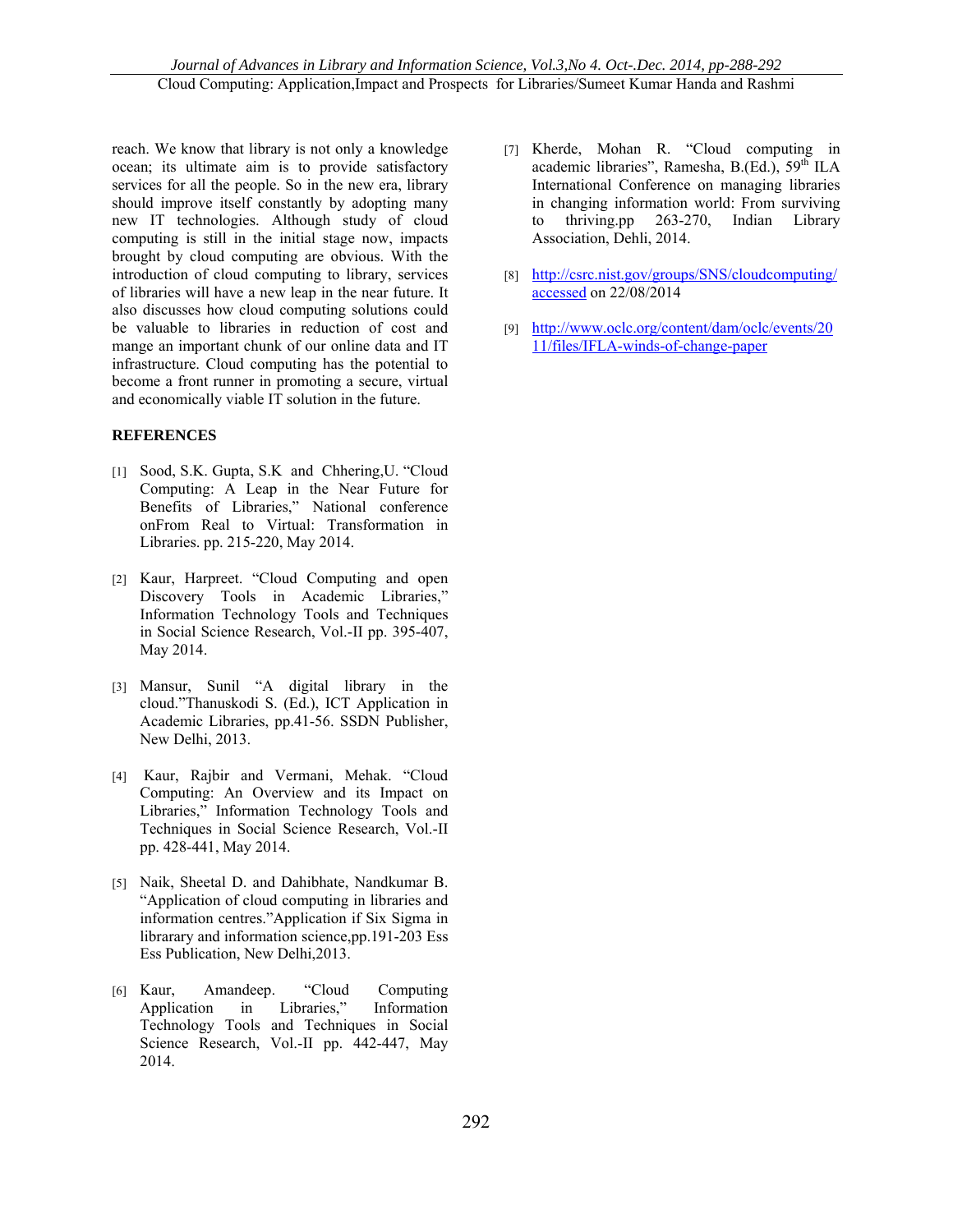reach. We know that library is not only a knowledge ocean; its ultimate aim is to provide satisfactory services for all the people. So in the new era, library should improve itself constantly by adopting many new IT technologies. Although study of cloud computing is still in the initial stage now, impacts brought by cloud computing are obvious. With the introduction of cloud computing to library, services of libraries will have a new leap in the near future. It also discusses how cloud computing solutions could be valuable to libraries in reduction of cost and mange an important chunk of our online data and IT infrastructure. Cloud computing has the potential to become a front runner in promoting a secure, virtual and economically viable IT solution in the future.

## REFERENCES

[1] Sood, S.K. Gupta, S.K and Chhering,U. "Cloud Computing: A Leap in the Near Future for Benefits of Libraries," National conference onFrom Real to Virtual: Transformation in Libraries. pp. 215-220, May 2014.

[2] Kaur, Harpreet. "Cloud Computing and open Discovery Tools in Academic Libraries," Information Technology Tools and Techniques in Social Science Research, Vol.-II pp. 395-407, May 2014.

[3] Mansur, Sunil "A digital library in the cloud."Thanuskodi S. (Ed.), ICT Application in Academic Libraries, pp.41-56. SSDN Publisher, New Delhi, 2013.

[4] Kaur, Rajbir and Vermani, Mehak. "Cloud Computing: An Overview and its Impact on Libraries," Information Technology Tools and Techniques in Social Science Research, Vol.-II pp. 428-441, May 2014.

[5] Naik, Sheetal D. and Dahibhate, Nandkumar B. "Application of cloud computing in libraries and information centres."Application if Six Sigma in librarary and information science,pp.191-203 Ess Ess Publication, New Delhi,2013.

[6] Kaur, Amandeep. "Cloud Computing Application in Libraries," Information Technology Tools and Techniques in Social Science Research, Vol.-II pp. 442-447, May 2014.

[7] Kherde, Mohan R. "Cloud computing in academic libraries", Ramesha, B.(Ed.), 59th ILA International Conference on managing libraries in changing information world: From surviving to thriving.pp 263-270, Indian Library Association, Dehli, 2014.

[8] http://csrc.nist.gov/groups/SNS/cloudcomputing/accessed on 22/08/2014

[9] http://www.oclc.org/content/dam/oclc/events/2011/files/IFLA-winds-of-change-paper